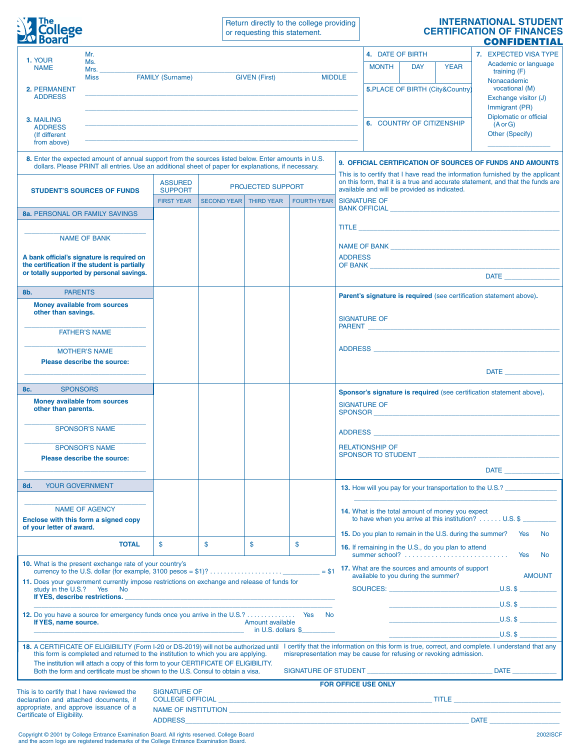The College Board

Return directly to the college providing or requesting this statement.

# INTERNATIONAL STUDENT CERTIFICATION OF FINANCES

**CONFIDENTIAL**

**1.** YOUR NAME Mr. / Ms. / Mrs. / Miss ______________________
FAMILY (Surname) GIVEN (First) MIDDLE

**2.** PERMANENT ADDRESS ______________________

**3.** MAILING ADDRESS (If different from above) ______________________

**4.** DATE OF BIRTH

| MONTH | DAY | YEAR |
|---|---|---|
| | | |

**5.** PLACE OF BIRTH (City&Country)

**6.** COUNTRY OF CITIZENSHIP

**7.** EXPECTED VISA TYPE
- Academic or language training (F)
- Nonacademic vocational (M)
- Exchange visitor (J)
- Immigrant (PR)
- Diplomatic or official (A or G)
- Other (Specify) ______________

**8.** Enter the expected amount of annual support from the sources listed below. Enter amounts in U.S. dollars. Please PRINT all entries. Use an additional sheet of paper for explanations, if necessary.

| STUDENT'S SOURCES OF FUNDS | ASSURED SUPPORT | PROJECTED SUPPORT | | |
|---|---|---|---|---|
| | FIRST YEAR | SECOND YEAR | THIRD YEAR | FOURTH YEAR |
| **8a.** PERSONAL OR FAMILY SAVINGS<br>______ NAME OF BANK<br>**A bank official's signature is required on the certification if the student is partially or totally supported by personal savings.** | | | | |
| **8b.** PARENTS<br>**Money available from sources other than savings.**<br>______ FATHER'S NAME<br>______ MOTHER'S NAME<br>**Please describe the source:** ______ | | | | |
| **8c.** SPONSORS<br>**Money available from sources other than parents.**<br>______ SPONSOR'S NAME<br>______ SPONSOR'S NAME<br>**Please describe the source:** ______ | | | | |
| **8d.** YOUR GOVERNMENT<br>______ NAME OF AGENCY<br>**Enclose with this form a signed copy of your letter of award.** | | | | |
| **TOTAL** | $ | $ | $ | $ |

**9. OFFICIAL CERTIFICATION OF SOURCES OF FUNDS AND AMOUNTS**

This is to certify that I have read the information furnished by the applicant on this form, that it is a true and accurate statement, and that the funds are available and will be provided as indicated.

SIGNATURE OF BANK OFFICIAL ______________________

TITLE ______________________

NAME OF BANK ______________________

ADDRESS OF BANK ______________________

DATE ______________

**Parent's signature is required** (see certification statement above).

SIGNATURE OF PARENT ______________________

ADDRESS ______________________

DATE ______________

**Sponsor's signature is required** (see certification statement above).

SIGNATURE OF SPONSOR ______________________

ADDRESS ______________________

RELATIONSHIP OF SPONSOR TO STUDENT ______________________

DATE ______________

**10.** What is the present exchange rate of your country's currency to the U.S. dollar (for example, 3100 pesos = $1)? .................... __________ = $1

**11.** Does your government currently impose restrictions on exchange and release of funds for study in the U.S.? Yes No
**If YES, describe restrictions.** ______________________

**12.** Do you have a source for emergency funds once you arrive in the U.S.? ............. Yes No
**If YES, name source.** ______________________ Amount available in U.S. dollars $________

**13.** How will you pay for your transportation to the U.S.? ______________________

**14.** What is the total amount of money you expect to have when you arrive at this institution? ...... U.S. $ _________

**15.** Do you plan to remain in the U.S. during the summer? Yes No

**16.** If remaining in the U.S., do you plan to attend summer school? .......................... Yes No

**17.** What are the sources and amounts of support available to you during the summer? AMOUNT

SOURCES: ______________________ U.S. $ _________
______________________ U.S. $ _________
______________________ U.S. $ _________
______________________ U.S. $ _________

**18.** A CERTIFICATE OF ELIGIBILITY (Form I-20 or DS-2019) will not be authorized until this form is completed and returned to the institution to which you are applying. The institution will attach a copy of this form to your CERTIFICATE OF ELIGIBILITY. Both the form and certificate must be shown to the U.S. Consul to obtain a visa.

I certify that the information on this form is true, correct, and complete. I understand that any misrepresentation may be cause for refusing or revoking admission.

SIGNATURE OF STUDENT ______________________ DATE ____________

**FOR OFFICE USE ONLY**

This is to certify that I have reviewed the declaration and attached documents, if appropriate, and approve issuance of a Certificate of Eligibility.

SIGNATURE OF COLLEGE OFFICIAL ______________________ TITLE ______________

NAME OF INSTITUTION ______________________

ADDRESS ______________________ DATE ______________

Copyright © 2001 by College Entrance Examination Board. All rights reserved. College Board and the acorn logo are registered trademarks of the College Entrance Examination Board.

2002ISCF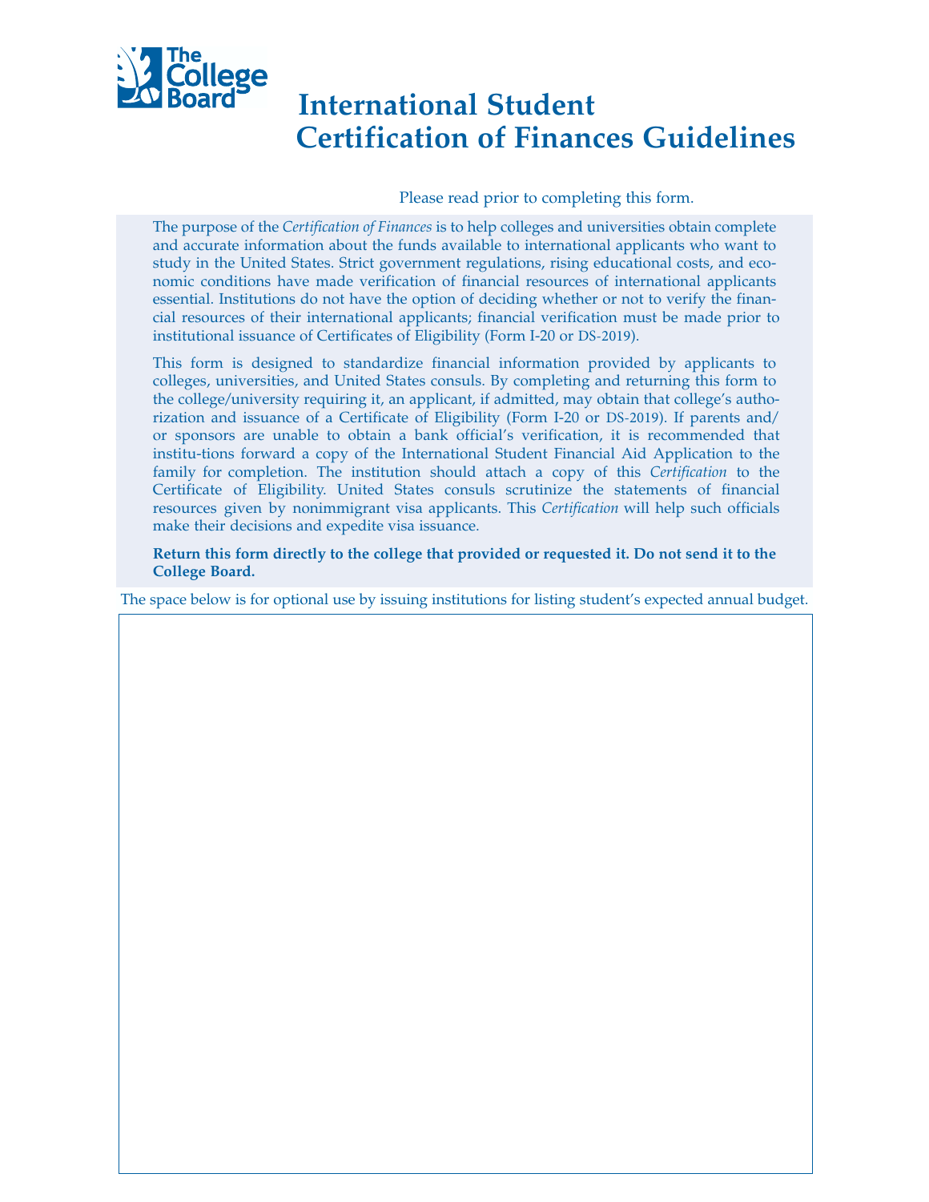The College Board

# International Student Certification of Finances Guidelines

Please read prior to completing this form.

The purpose of the *Certification of Finances* is to help colleges and universities obtain complete and accurate information about the funds available to international applicants who want to study in the United States. Strict government regulations, rising educational costs, and economic conditions have made verification of financial resources of international applicants essential. Institutions do not have the option of deciding whether or not to verify the financial resources of their international applicants; financial verification must be made prior to institutional issuance of Certificates of Eligibility (Form I-20 or DS-2019).

This form is designed to standardize financial information provided by applicants to colleges, universities, and United States consuls. By completing and returning this form to the college/university requiring it, an applicant, if admitted, may obtain that college's authorization and issuance of a Certificate of Eligibility (Form I-20 or DS-2019). If parents and/or sponsors are unable to obtain a bank official's verification, it is recommended that institu-tions forward a copy of the International Student Financial Aid Application to the family for completion. The institution should attach a copy of this *Certification* to the Certificate of Eligibility. United States consuls scrutinize the statements of financial resources given by nonimmigrant visa applicants. This *Certification* will help such officials make their decisions and expedite visa issuance.

**Return this form directly to the college that provided or requested it. Do not send it to the College Board.**

The space below is for optional use by issuing institutions for listing student's expected annual budget.